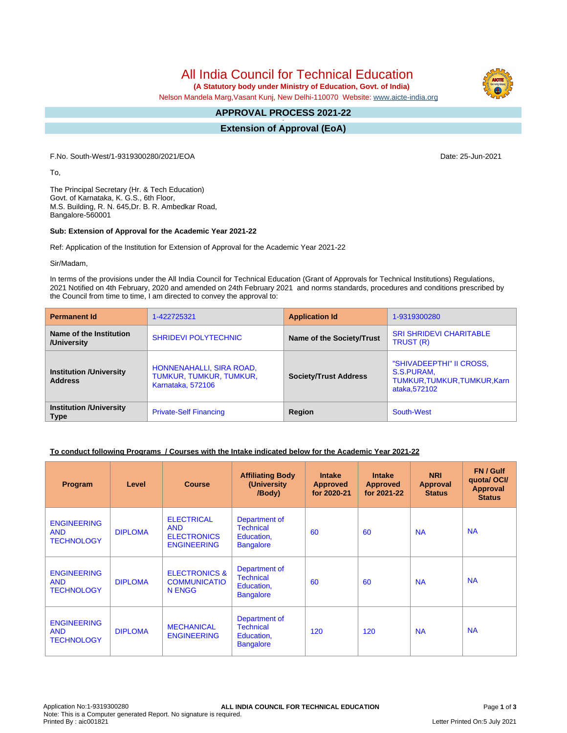# All India Council for Technical Education

**(A Statutory body under Ministry of Education, Govt. of India)**

Nelson Mandela Marg,Vasant Kunj, New Delhi-110070 Website: www.aicte-india.org

## APPROVAL PROCESS 2021-22

## Extension of Approval (EoA)

F.No. South-West/1-9319300280/2021/EOA

Date: 25-Jun-2021

To,

The Principal Secretary (Hr. & Tech Education)
Govt. of Karnataka, K. G.S., 6th Floor,
M.S. Building, R. N. 645,Dr. B. R. Ambedkar Road,
Bangalore-560001

**Sub: Extension of Approval for the Academic Year 2021-22**

Ref: Application of the Institution for Extension of Approval for the Academic Year 2021-22

Sir/Madam,

In terms of the provisions under the All India Council for Technical Education (Grant of Approvals for Technical Institutions) Regulations, 2021 Notified on 4th February, 2020 and amended on 24th February 2021 and norms standards, procedures and conditions prescribed by the Council from time to time, I am directed to convey the approval to:

| **Permanent Id** | 1-422725321 | **Application Id** | 1-9319300280 |
|---|---|---|---|
| **Name of the Institution /University** | SHRIDEVI POLYTECHNIC | **Name of the Society/Trust** | SRI SHRIDEVI CHARITABLE TRUST (R) |
| **Institution /University Address** | HONNENAHALLI, SIRA ROAD, TUMKUR, TUMKUR, TUMKUR, Karnataka, 572106 | **Society/Trust Address** | "SHIVADEEPTHI" II CROSS, S.S.PURAM, TUMKUR,TUMKUR,TUMKUR,Karnataka,572102 |
| **Institution /University Type** | Private-Self Financing | **Region** | South-West |

**To conduct following Programs / Courses with the Intake indicated below for the Academic Year 2021-22**

| Program | Level | Course | Affiliating Body (University /Body) | Intake Approved for 2020-21 | Intake Approved for 2021-22 | NRI Approval Status | FN / Gulf quota/ OCI/ Approval Status |
|---|---|---|---|---|---|---|---|
| ENGINEERING AND TECHNOLOGY | DIPLOMA | ELECTRICAL AND ELECTRONICS ENGINEERING | Department of Technical Education, Bangalore | 60 | 60 | NA | NA |
| ENGINEERING AND TECHNOLOGY | DIPLOMA | ELECTRONICS & COMMUNICATION ENGG | Department of Technical Education, Bangalore | 60 | 60 | NA | NA |
| ENGINEERING AND TECHNOLOGY | DIPLOMA | MECHANICAL ENGINEERING | Department of Technical Education, Bangalore | 120 | 120 | NA | NA |

Application No:1-9319300280
Note: This is a Computer generated Report. No signature is required.
Printed By : aic001821

Letter Printed On:5 July 2021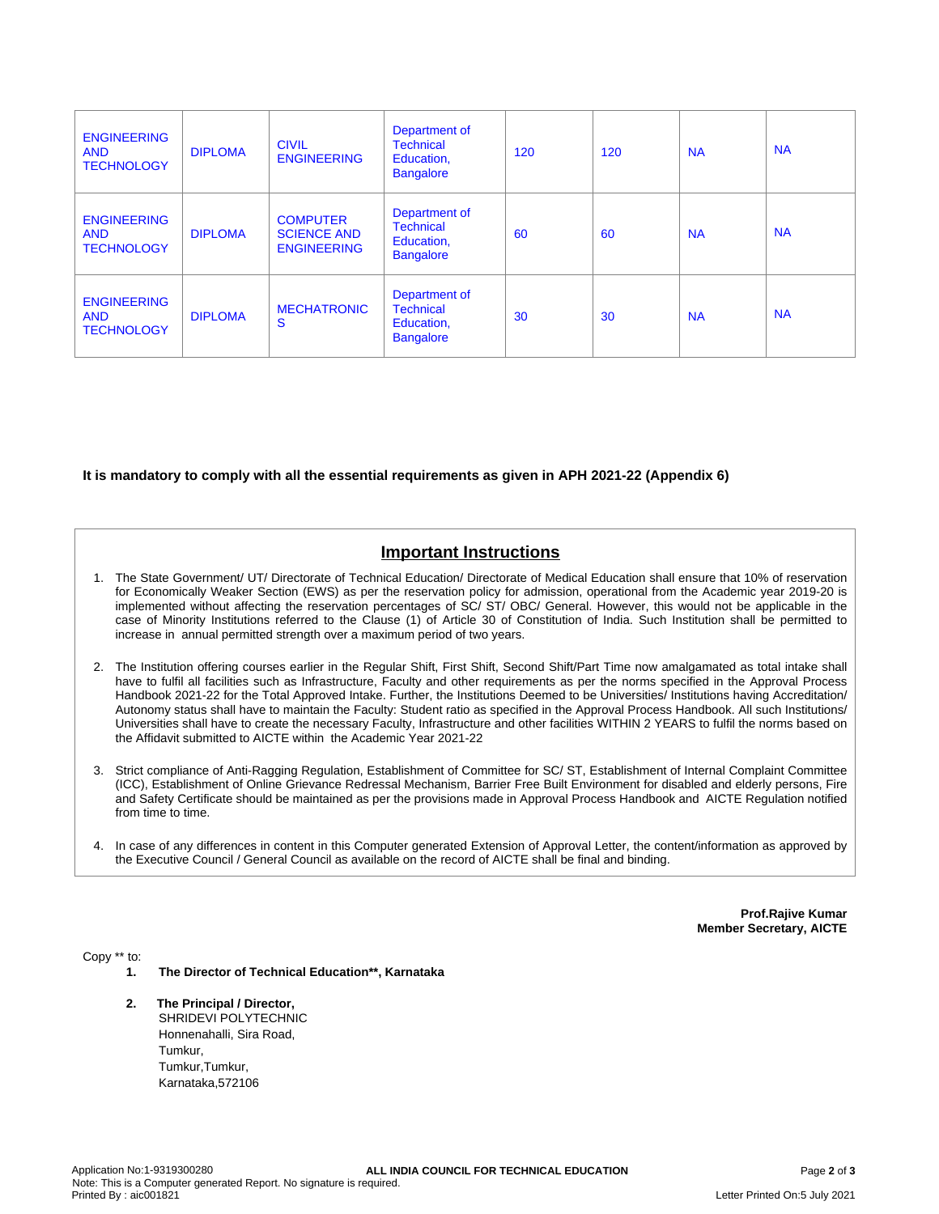| | | | | | | | |
|---|---|---|---|---|---|---|---|
| ENGINEERING AND TECHNOLOGY | DIPLOMA | CIVIL ENGINEERING | Department of Technical Education, Bangalore | 120 | 120 | NA | NA |
| ENGINEERING AND TECHNOLOGY | DIPLOMA | COMPUTER SCIENCE AND ENGINEERING | Department of Technical Education, Bangalore | 60 | 60 | NA | NA |
| ENGINEERING AND TECHNOLOGY | DIPLOMA | MECHATRONICS | Department of Technical Education, Bangalore | 30 | 30 | NA | NA |

**It is mandatory to comply with all the essential requirements as given in APH 2021-22 (Appendix 6)**

## Important Instructions

1. The State Government/ UT/ Directorate of Technical Education/ Directorate of Medical Education shall ensure that 10% of reservation for Economically Weaker Section (EWS) as per the reservation policy for admission, operational from the Academic year 2019-20 is implemented without affecting the reservation percentages of SC/ ST/ OBC/ General. However, this would not be applicable in the case of Minority Institutions referred to the Clause (1) of Article 30 of Constitution of India. Such Institution shall be permitted to increase in annual permitted strength over a maximum period of two years.

2. The Institution offering courses earlier in the Regular Shift, First Shift, Second Shift/Part Time now amalgamated as total intake shall have to fulfil all facilities such as Infrastructure, Faculty and other requirements as per the norms specified in the Approval Process Handbook 2021-22 for the Total Approved Intake. Further, the Institutions Deemed to be Universities/ Institutions having Accreditation/ Autonomy status shall have to maintain the Faculty: Student ratio as specified in the Approval Process Handbook. All such Institutions/ Universities shall have to create the necessary Faculty, Infrastructure and other facilities WITHIN 2 YEARS to fulfil the norms based on the Affidavit submitted to AICTE within the Academic Year 2021-22

3. Strict compliance of Anti-Ragging Regulation, Establishment of Committee for SC/ ST, Establishment of Internal Complaint Committee (ICC), Establishment of Online Grievance Redressal Mechanism, Barrier Free Built Environment for disabled and elderly persons, Fire and Safety Certificate should be maintained as per the provisions made in Approval Process Handbook and AICTE Regulation notified from time to time.

4. In case of any differences in content in this Computer generated Extension of Approval Letter, the content/information as approved by the Executive Council / General Council as available on the record of AICTE shall be final and binding.

**Prof.Rajive Kumar**
**Member Secretary, AICTE**

Copy ** to:

1. **The Director of Technical Education**, Karnataka**

2. **The Principal / Director,**
   SHRIDEVI POLYTECHNIC
   Honnenahalli, Sira Road,
   Tumkur,
   Tumkur,Tumkur,
   Karnataka,572106

Application No:1-9319300280
Note: This is a Computer generated Report. No signature is required.
Printed By : aic001821

ALL INDIA COUNCIL FOR TECHNICAL EDUCATION

Letter Printed On:5 July 2021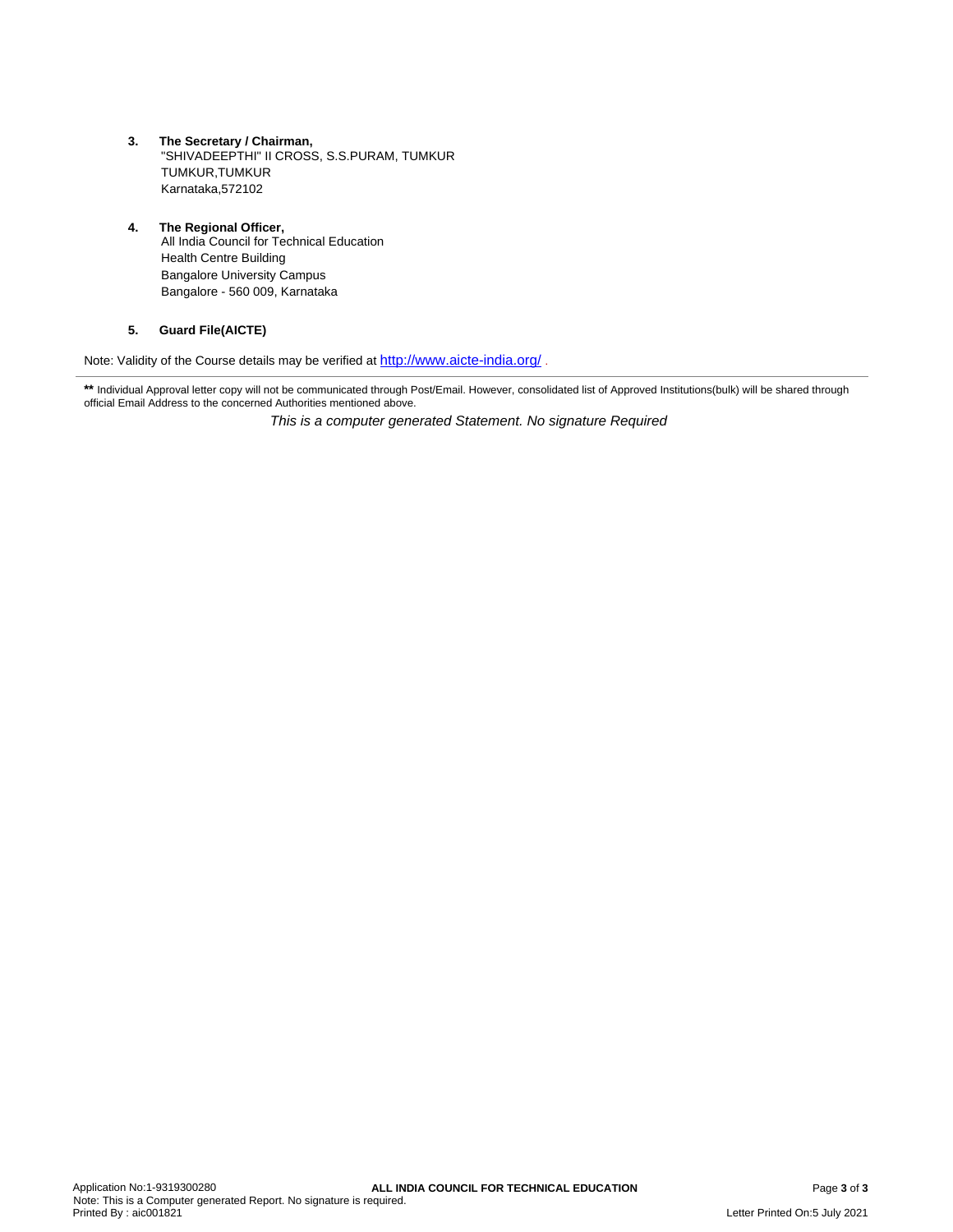3. **The Secretary / Chairman,**
   "SHIVADEEPTHI" II CROSS, S.S.PURAM, TUMKUR
   TUMKUR,TUMKUR
   Karnataka,572102

4. **The Regional Officer,**
   All India Council for Technical Education
   Health Centre Building
   Bangalore University Campus
   Bangalore - 560 009, Karnataka

5. **Guard File(AICTE)**

Note: Validity of the Course details may be verified at http://www.aicte-india.org/ .

---

**\*\*** Individual Approval letter copy will not be communicated through Post/Email. However, consolidated list of Approved Institutions(bulk) will be shared through official Email Address to the concerned Authorities mentioned above.

*This is a computer generated Statement. No signature Required*

Application No:1-9319300280
Note: This is a Computer generated Report. No signature is required.
Printed By : aic001821

Letter Printed On:5 July 2021